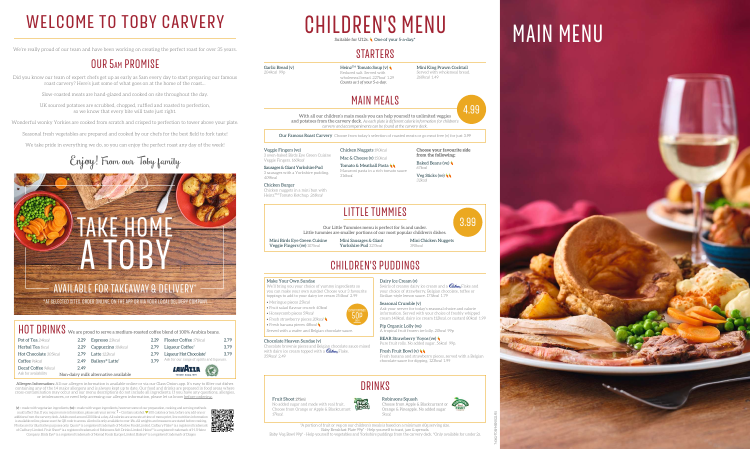# WELCOME TO TOBY CARVERY

We're really proud of our team and have been working on creating the perfect roast for over 35 years.

## OUR 5AM PROMISE

Did you know our team of expert chefs get up as early as 5am every day to start preparing our famous roast carvery? Here's just some of what goes on at the home of the roast...

Slow-roasted meats are hand-glazed and cooked on site throughout the day.

UK sourced potatoes are scrubbed, chopped, ruffled and roasted to perfection, so we know that every bite will taste just right.

Wonderful wonky Yorkies are cooked from scratch and crisped to perfection to tower above your plate.

Seasonal fresh vegetables are prepared and cooked by our chefs for the best field to fork taste!

We take pride in everything we do, so you can enjoy the perfect roast any day of the week!

Enjoy! From our Toby family

## TAKE HOME A TOBY

AVAILABLE FOR TAKEAWAY & DELIVERY*

*AT SELECTED SITES. ORDER ONLINE, ON THE APP OR VIA YOUR LOCAL DELIVERY COMPANY.

## HOT DRINKS

We are proud to serve a medium-roasted coffee blend of 100% Arabica beans.

| Item | Price | Item | Price | Item | Price |
|---|---|---|---|---|---|
| Pot of Tea *24kcal* | 2.29 | Espresso *23kcal* | 2.29 | Floater Coffee *171kcal* | 2.79 |
| Herbal Tea *1kcal* | 2.29 | Cappuccino *106kcal* | 2.79 | Liqueur Coffee† | 3.79 |
| Hot Chocolate *305kcal* | 2.79 | Latte *122kcal* | 2.79 | Liqueur Hot Chocolate† | 3.79 |
| Coffee *96kcal* | 2.49 | Baileys® Latte† | 3.79 | Ask for our range of spirits and liqueurs. | |
| Decaf Coffee *96kcal* | 2.49 | | | | |

Ask for availability

Non-dairy milk alternative available

**Allergen Information:** All our allergen information is available online or via our Glass Onion app. It's easy to filter out dishes containing any of the 14 major allergens and is always kept up to date. Our food and drinks are prepared in food areas where cross-contamination may occur and our menu descriptions do not include all ingredients. If you have any questions, allergies, or intolerances, or need help accessing our allergen information, please let us know before ordering.

(v) = made with vegetarian ingredients. (ve) = made with vegan ingredients, however some of our preparation, cooking and serving methods could affect this. If you require more information, please ask your server. † = Contains alcohol. ♥ 500 calories or less, before any add-ons or additions from the carvery deck. Adults need around 2000kcal a day. All calories are accurate at time of menu print, live nutrition information is available online, please scan the QR code to access. Alcohol is only available to over 18s. All weights and measures are stated before cooking. Photos are for illustrative purposes only. Quorn® is a registered trademark of Marlow Foods Limited. Cadbury Flake® is a registered trademark of Cadbury Limited. Fruit Shoot® is a registered trademark of Robinsons Soft Drinks Limited. Heinz® is a registered trademark of H J Heinz Company. Birds Eye® is a registered trademark of Nomad Foods Europe Limited. Baileys® is a registered trademark of Diageo.

# CHILDREN'S MENU

Suitable for U12s. One of your 5-a-day.*

## STARTERS

**Garlic Bread (v)** *204kcal* 99p

**Heinz™ Tomato Soup (v)** Reduced salt. Served with wholemeal bread. *227kcal* 1.29 *Counts as 1 of your 5-a-day.*

**Mini King Prawn Cocktail** Served with wholemeal bread. *260kcal* 1.49

## MAIN MEALS

**4.99**

With all our children's main meals you can help yourself to unlimited veggies and potatoes from the carvery deck. *As each plate is different calorie information for children's carvery and accompaniments can be found at the carvery deck.*

**Our Famous Roast Carvery** Choose from today's selection of roasted meats or go meat free (v) for just 3.99

**Veggie Fingers (ve)** 3 oven-baked Birds Eye Green Cuisine Veggie Fingers. *160kcal*

**Sausages & Giant Yorkshire Pud** 3 sausages with a Yorkshire pudding. *409kcal*

**Chicken Burger** Chicken nuggets in a mini bun with Heinz™ Tomato Ketchup. *261kcal*

**Chicken Nuggets** *190kcal*

**Mac & Cheese (v)** *150kcal*

**Tomato & Meatball Pasta** Macaroni pasta in a rich tomato sauce. *316kcal*

**Choose your favourite side from the following:**

**Baked Beans (ve)** *67kcal*

**Veg Sticks (ve)** *32kcal*

## LITTLE TUMMIES

**3.99**

Our Little Tummies menu is perfect for 5s and under. Little tummies are smaller portions of our most popular children's dishes.

**Mini Birds Eye Green Cuisine Veggie Fingers (ve)** *107kcal*

**Mini Sausages & Giant Yorkshire Pud** *327kcal*

**Mini Chicken Nuggets** *190kcal*

## CHILDREN'S PUDDINGS

**Make Your Own Sundae**
We'll bring you your choice of yummy ingredients so you can make your own sundae! Choose your 3 favourite toppings to add to your dairy ice cream *154kcal* 2.99

- Meringue pieces *25kcal*
- Fruit salad flavour crunch *40kcal*
- Honeycomb pieces *59kcal*
- Fresh strawberry pieces *20kcal*
- Fresh banana pieces *48kcal*

Served with a wafer and Belgian chocolate sauce.

EXTRA TOPPINGS 50P EACH

**Chocolate Heaven Sundae (v)**
Chocolate brownie pieces and Belgian chocolate sauce mixed with dairy ice cream topped with a Cadbury Flake. *359kcal* 2.49

**Dairy Ice Cream (v)**
Swirls of creamy dairy ice cream and a Cadbury Flake and your choice of strawberry, Belgian chocolate, toffee or Sicilian-style lemon sauce. *175kcal* 1.79

**Seasonal Crumble (v)**
Ask your server for today's seasonal choice and calorie information. Served with your choice of freshly whipped cream *148kcal*, dairy ice cream *112kcal*, or custard *80kcal* 1.99

**Pip Organic Lolly (ve)**
A tropical fruit frozen ice lolly. *20kcal* 99p

**BEAR Strawberry Yoyos (ve)**
Pure fruit rolls. No added sugar. *56kcal* 99p.

**Fresh Fruit Bowl (v)**
Fresh banana and strawberry pieces, served with a Belgian chocolate sauce for dipping. *123kcal* 1.99

## DRINKS

**Fruit Shoot** *275ml*
No added sugar and made with real fruit. Choose from Orange or Apple & Blackcurrant *17kcal*.

**Robinsons Squash**
Choose from Apple & Blackcurrant or Orange & Pineapple. No added sugar *5kcal*.

*A portion of fruit or veg on our children's meals is based on a minimum 60g serving size.
Baby Breakfast Plate 99p* - Help yourself to toast, jam & spreads.
Baby Veg Bowl 99p* - Help yourself to vegetables and Yorkshire puddings from the carvery deck. *Only available for under 2s.

# MAIN MENU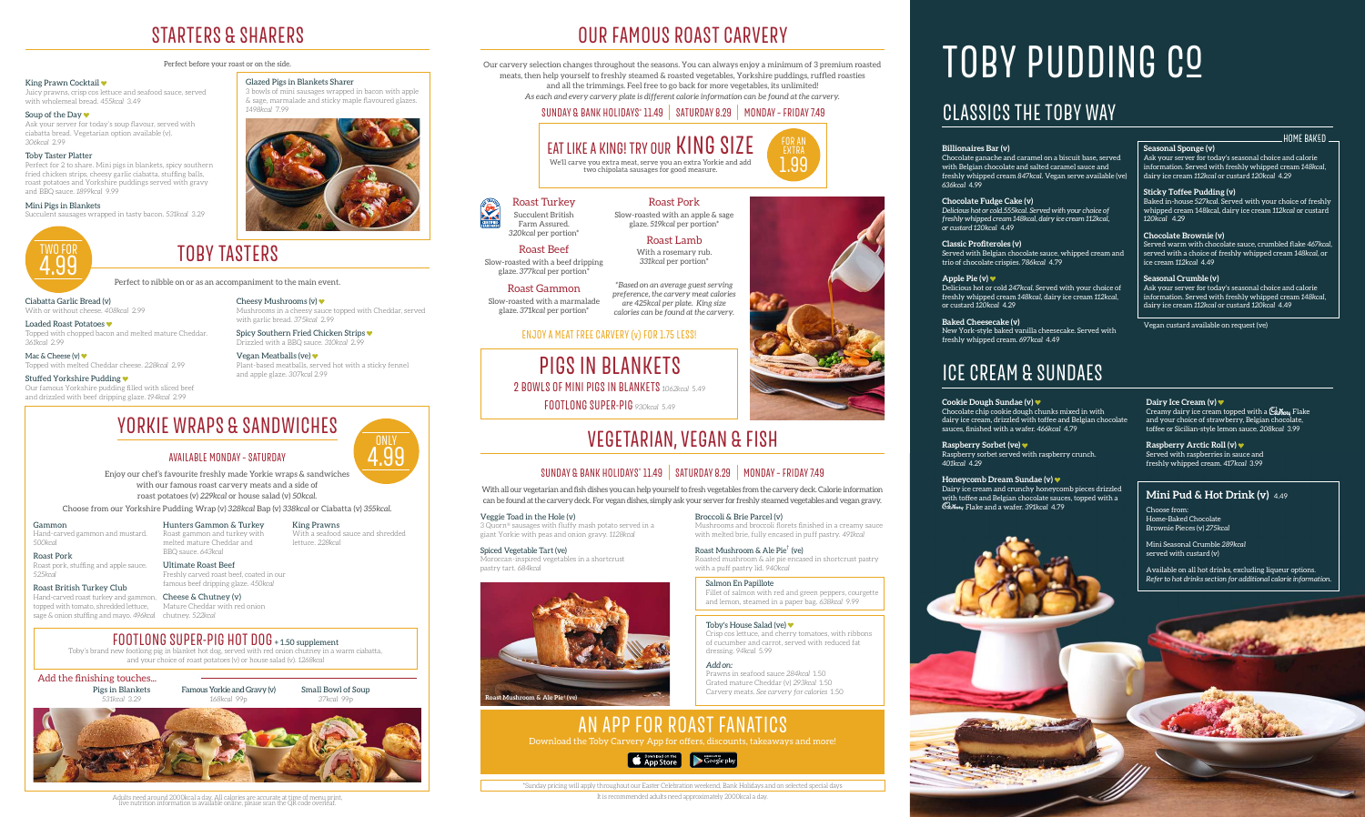# STARTERS & SHARERS

Perfect before your roast or on the side.

**King Prawn Cocktail**
Juicy prawns, crisp cos lettuce and seafood sauce, served with wholemeal bread. *455kcal* 3.49

**Soup of the Day**
Ask your server for today's soup flavour, served with ciabatta bread. Vegetarian option available (v). *306kcal* 2.99

**Toby Taster Platter**
Perfect for 2 to share. Mini pigs in blankets, spicy southern fried chicken strips, cheesy garlic ciabatta, stuffing balls, roast potatoes and Yorkshire puddings served with gravy and BBQ sauce. *1899kcal* 9.99

**Mini Pigs in Blankets**
Succulent sausages wrapped in tasty bacon. *531kcal* 3.29

**Glazed Pigs in Blankets Sharer**
3 bowls of mini sausages wrapped in bacon with apple & sage, marmalade and sticky maple flavoured glazes. *1498kcal* 7.99

## TOBY TASTERS

TWO FOR 4.99

Perfect to nibble on or as an accompaniment to the main event.

**Ciabatta Garlic Bread (v)**
With or without cheese. *408kcal* 2.99

**Loaded Roast Potatoes**
Topped with chopped bacon and melted mature Cheddar. *363kcal* 2.99

**Mac & Cheese (v)**
Topped with melted Cheddar cheese. *228kcal* 2.99

**Stuffed Yorkshire Pudding**
Our famous Yorkshire pudding filled with sliced beef and drizzled with beef dripping glaze. *194kcal* 2.99

**Cheesy Mushrooms (v)**
Mushrooms in a cheesy sauce topped with Cheddar, served with garlic bread. *375kcal* 2.99

**Spicy Southern Fried Chicken Strips**
Drizzled with a BBQ sauce. *310kcal* 2.99

**Vegan Meatballs (ve)**
Plant-based meatballs, served hot with a sticky fennel and apple glaze. *307kcal* 2.99

# YORKIE WRAPS & SANDWICHES

ONLY 4.99

AVAILABLE MONDAY - SATURDAY

Enjoy our chef's favourite freshly made Yorkie wraps & sandwiches with our famous roast carvery meats and a side of roast potatoes (v) *229kcal* or house salad (v) *50kcal*.

Choose from our Yorkshire Pudding Wrap (v) *328kcal* Bap (v) *338kcal* or Ciabatta (v) *355kcal*.

**Gammon**
Hand-carved gammon and mustard. *500kcal*

**Roast Pork**
Roast pork, stuffing and apple sauce. *525kcal*

**Roast British Turkey Club**
Hand-carved roast turkey and gammon, topped with tomato, shredded lettuce, sage & onion stuffing and mayo. *496kcal*

**Hunters Gammon & Turkey**
Roast gammon and turkey with melted mature Cheddar and BBQ sauce. *643kcal*

**Ultimate Roast Beef**
Freshly carved roast beef, coated in our famous beef dripping glaze. *450kcal*

**Cheese & Chutney (v)**
Mature Cheddar with red onion chutney. *522kcal*

**King Prawns**
With a seafood sauce and shredded lettuce. *228kcal*

### FOOTLONG SUPER-PIG HOT DOG + 1.50 supplement
Toby's brand new footlong pig in blanket hot dog, served with red onion chutney in a warm ciabatta, and your choice of roast potatoes (v) or house salad (v). *1268kcal*

**Add the finishing touches...**

- Pigs in Blankets *531kcal* 3.29
- Famous Yorkie and Gravy (v) *168kcal* 99p
- Small Bowl of Soup *37kcal* 99p

Adults need around 2000kcal a day. All calories are accurate at time of menu print, live nutrition information is available online, please scan the QR code overleaf.

# OUR FAMOUS ROAST CARVERY

Our carvery selection changes throughout the seasons. You can always enjoy a minimum of 3 premium roasted meats, then help yourself to freshly steamed & roasted vegetables, Yorkshire puddings, ruffled roasties and all the trimmings. Feel free to go back for more vegetables, its unlimited!
*As each and every carvery plate is different calorie information can be found at the carvery.*

SUNDAY & BANK HOLIDAYS* 11.49 | SATURDAY 8.29 | MONDAY - FRIDAY 7.49

**EAT LIKE A KING! TRY OUR KING SIZE** FOR AN EXTRA 1.99
We'll carve you extra meat, serve you an extra Yorkie and add two chipolata sausages for good measure.

**Roast Turkey**
Succulent British Farm Assured. *320kcal* per portion*

**Roast Beef**
Slow-roasted with a beef dripping glaze. *377kcal* per portion*

**Roast Gammon**
Slow-roasted with a marmalade glaze. *371kcal* per portion*

**Roast Pork**
Slow-roasted with an apple & sage glaze. *519kcal* per portion*

**Roast Lamb**
With a rosemary rub. *331kcal* per portion*

*\*Based on an average guest serving preference, the carvery meat calories are 425kcal per plate. King size calories can be found at the carvery.*

ENJOY A MEAT FREE CARVERY (V) FOR 1.75 LESS!

## PIGS IN BLANKETS
2 BOWLS OF MINI PIGS IN BLANKETS *1062kcal* 5.49
FOOTLONG SUPER-PIG *930kcal* 5.49

# VEGETARIAN, VEGAN & FISH

SUNDAY & BANK HOLIDAYS* 11.49 | SATURDAY 8.29 | MONDAY - FRIDAY 7.49

With all our vegetarian and fish dishes you can help yourself to fresh vegetables from the carvery deck. Calorie information can be found at the carvery deck. For vegan dishes, simply ask your server for freshly steamed vegetables and vegan gravy.

**Veggie Toad in the Hole (v)**
3 Quorn® sausages with fluffy mash potato served in a giant Yorkie with peas and onion gravy. *1128kcal*

**Spiced Vegetable Tart (ve)**
Moroccan-inspired vegetables in a shortcrust pastry tart. *684kcal*

Roast Mushroom & Ale Pie† (ve)

**Broccoli & Brie Parcel (v)**
Mushrooms and broccoli florets finished in a creamy sauce with melted brie, fully encased in puff pastry. *491kcal*

**Roast Mushroom & Ale Pie† (ve)**
Roasted mushroom & ale pie encased in shortcrust pastry with a puff pastry lid. *940kcal*

**Salmon En Papillote**
Fillet of salmon with red and green peppers, courgette and lemon, steamed in a paper bag. *628kcal* 9.99

**Toby's House Salad (ve)**
Crisp cos lettuce, and cherry tomatoes, with ribbons of cucumber and carrot, served with reduced fat dressing. *94kcal* 5.99

*Add on:*
Prawns in seafood sauce *284kcal* 1.50
Grated mature Cheddar (v) *293kcal* 1.50
Carvery meats. *See carvery for calories* 1.50

## AN APP FOR ROAST FANATICS
Download the Toby Carvery App for offers, discounts, takeaways and more!

Download on the App Store | Google play

*Sunday pricing will apply throughout our Easter Celebration weekend, Bank Holidays and on selected special days

It is recommended adults need approximately 2000kcal a day.

# TOBY PUDDING CO

## CLASSICS THE TOBY WAY

**Billionaires Bar (v)**
Chocolate ganache and caramel on a biscuit base, served with Belgian chocolate and salted caramel sauce and freshly whipped cream *847kcal*. Vegan serve available (ve) *636kcal* 4.99

**Chocolate Fudge Cake (v)**
*Delicious hot or cold 555kcal. Served with your choice of freshly whipped cream 148kcal, dairy ice cream 112kcal, or custard 120kcal* 4.49

**Classic Profiteroles (v)**
Served with Belgian chocolate sauce, whipped cream and trio of chocolate crispies. *786kcal* 4.79

**Apple Pie (v)**
Delicious hot or cold *247kcal*. Served with your choice of freshly whipped cream *148kcal*, dairy ice cream *112kcal*, or custard *120kcal* 4.29

**Baked Cheesecake (v)**
New York-style baked vanilla cheesecake. Served with freshly whipped cream. *697kcal* 4.49

HOME BAKED

**Seasonal Sponge (v)**
Ask your server for today's seasonal choice and calorie information. Served with freshly whipped cream *148kcal*, dairy ice cream *112kcal* or custard *120kcal* 4.29

**Sticky Toffee Pudding (v)**
Baked in-house *527kcal*. Served with your choice of freshly whipped cream 148kcal, dairy ice cream *112kcal* or custard *120kcal* 4.29

**Chocolate Brownie (v)**
Served warm with chocolate sauce, crumbled flake *467kcal*, served with a choice of freshly whipped cream *148kcal*, or ice cream *112kcal* 4.49

**Seasonal Crumble (v)**
Ask your server for today's seasonal choice and calorie information. Served with freshly whipped cream *148kcal*, dairy ice cream *112kcal* or custard *120kcal* 4.49

Vegan custard available on request (ve)

## ICE CREAM & SUNDAES

**Cookie Dough Sundae (v)**
Chocolate chip cookie dough chunks mixed in with dairy ice cream, drizzled with toffee and Belgian chocolate sauces, finished with a wafer. *466kcal* 4.79

**Raspberry Sorbet (ve)**
Raspberry sorbet served with raspberry crunch. *401kcal* 4.29

**Honeycomb Dream Sundae (v)**
Dairy ice cream and crunchy honeycomb pieces drizzled with toffee and Belgian chocolate sauces, topped with a Cadbury Flake and a wafer. *391kcal* 4.79

**Dairy Ice Cream (v)**
Creamy dairy ice cream topped with a Cadbury Flake and your choice of strawberry, Belgian chocolate, toffee or Sicilian-style lemon sauce. *208kcal* 3.99

**Raspberry Arctic Roll (v)**
Served with raspberries in sauce and freshly whipped cream. *417kcal* 3.99

### Mini Pud & Hot Drink (v) 4.49
Choose from:
Home-Baked Chocolate Brownie Pieces (v) *275kcal*

Mini Seasonal Crumble *289kcal* served with custard (v)

Available on all hot drinks, excluding liqueur options. *Refer to hot drinks section for additional calorie information.*